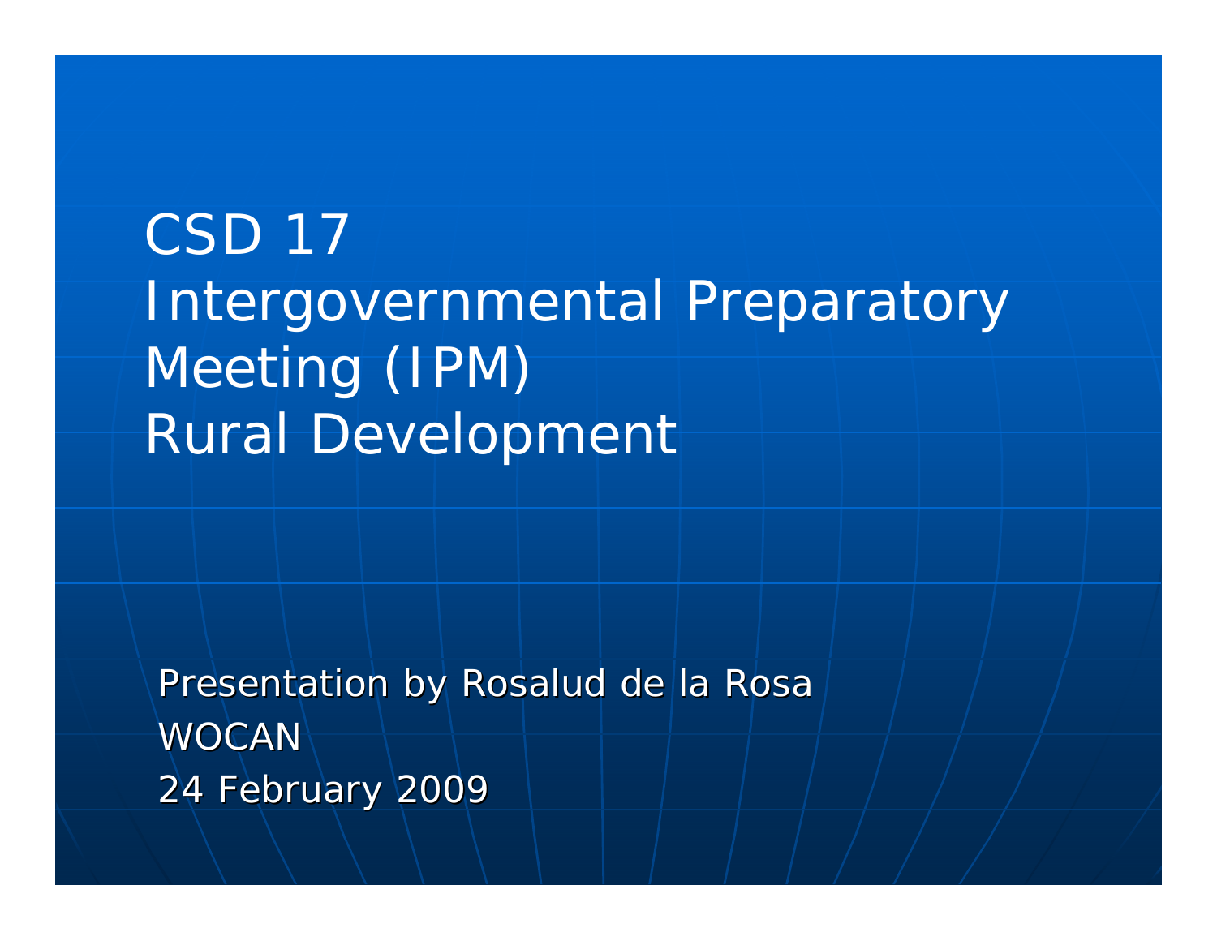# CSD 17 Intergovernmental Preparatory Meeting (IPM) Rural Development

Presentation by Rosalud de la Rosa

WOCAN

24 February 2009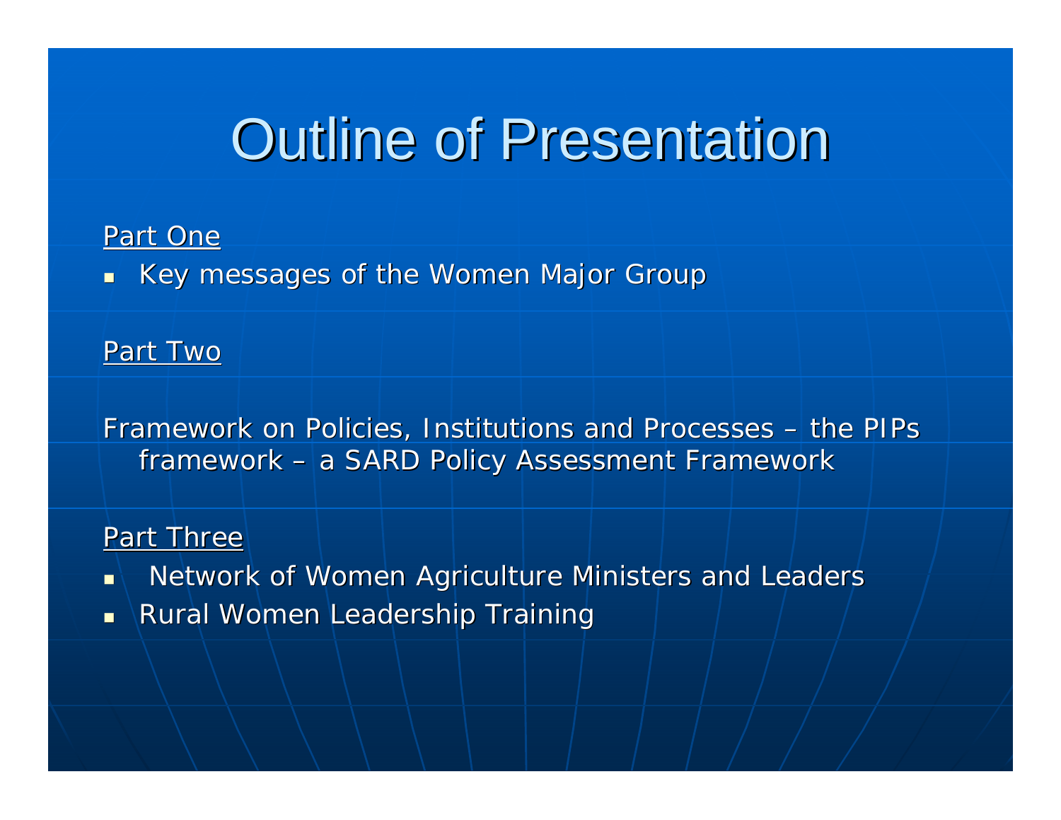# Outline of Presentation

Part One

- Key messages of the Women Major Group

Part Two

Framework on Policies, Institutions and Processes – the PIPs framework – a SARD Policy Assessment Framework

Part Three

- Network of Women Agriculture Ministers and Leaders
- Rural Women Leadership Training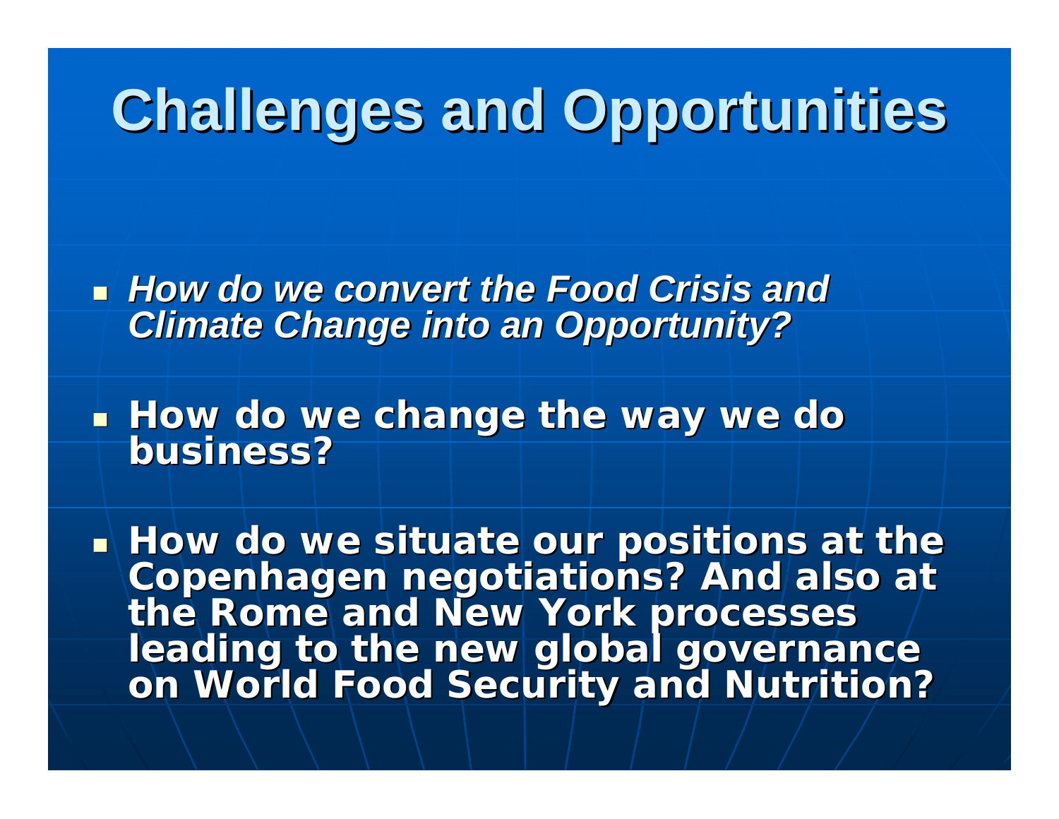# Challenges and Opportunities

- ***How do we convert the Food Crisis and Climate Change into an Opportunity?***
- **How do we change the way we do business?**
- **How do we situate our positions at the Copenhagen negotiations? And also at the Rome and New York processes leading to the new global governance on World Food Security and Nutrition?**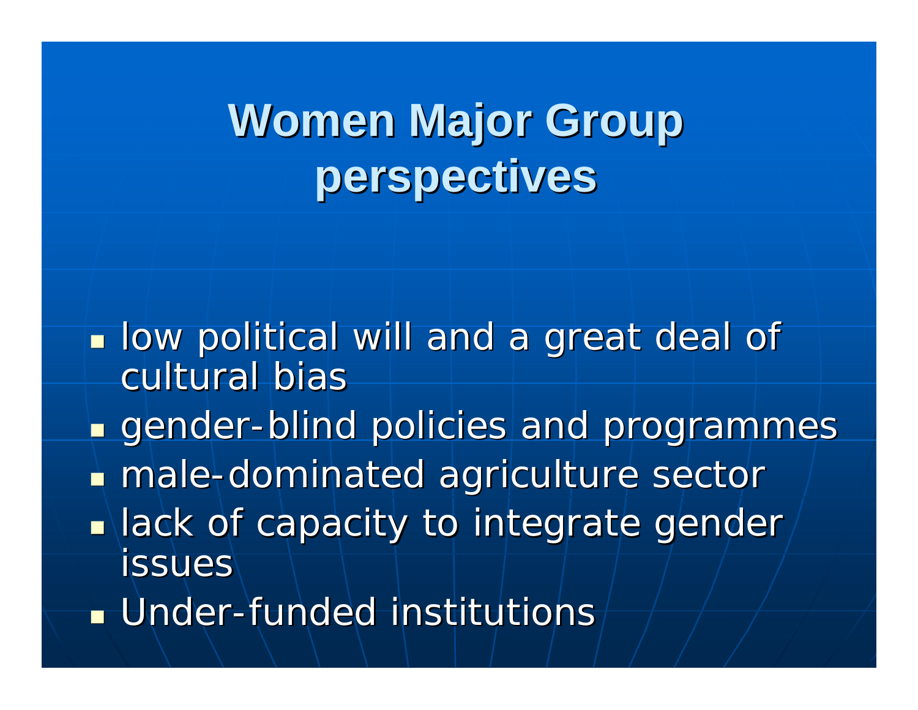# Women Major Group perspectives

- low political will and a great deal of cultural bias
- gender-blind policies and programmes
- male-dominated agriculture sector
- lack of capacity to integrate gender issues
- Under-funded institutions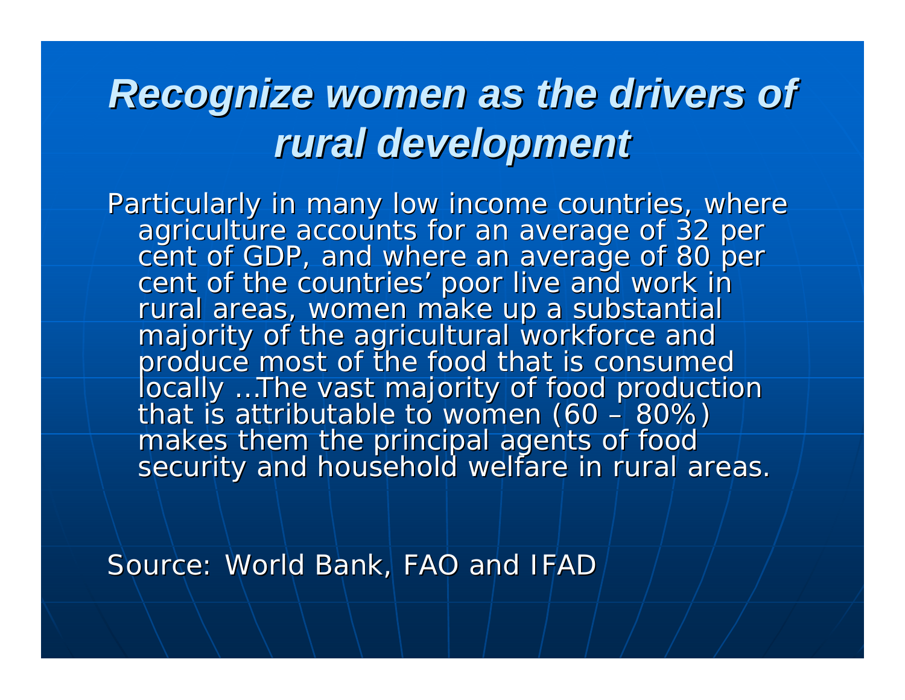# *Recognize women as the drivers of rural development*

Particularly in many low income countries, where agriculture accounts for an average of 32 per cent of GDP, and where an average of 80 per cent of the countries' poor live and work in rural areas, women make up a substantial majority of the agricultural workforce and produce most of the food that is consumed locally ...The vast majority of food production that is attributable to women (60 – 80%) makes them the principal agents of food security and household welfare in rural areas.

Source: World Bank, FAO and IFAD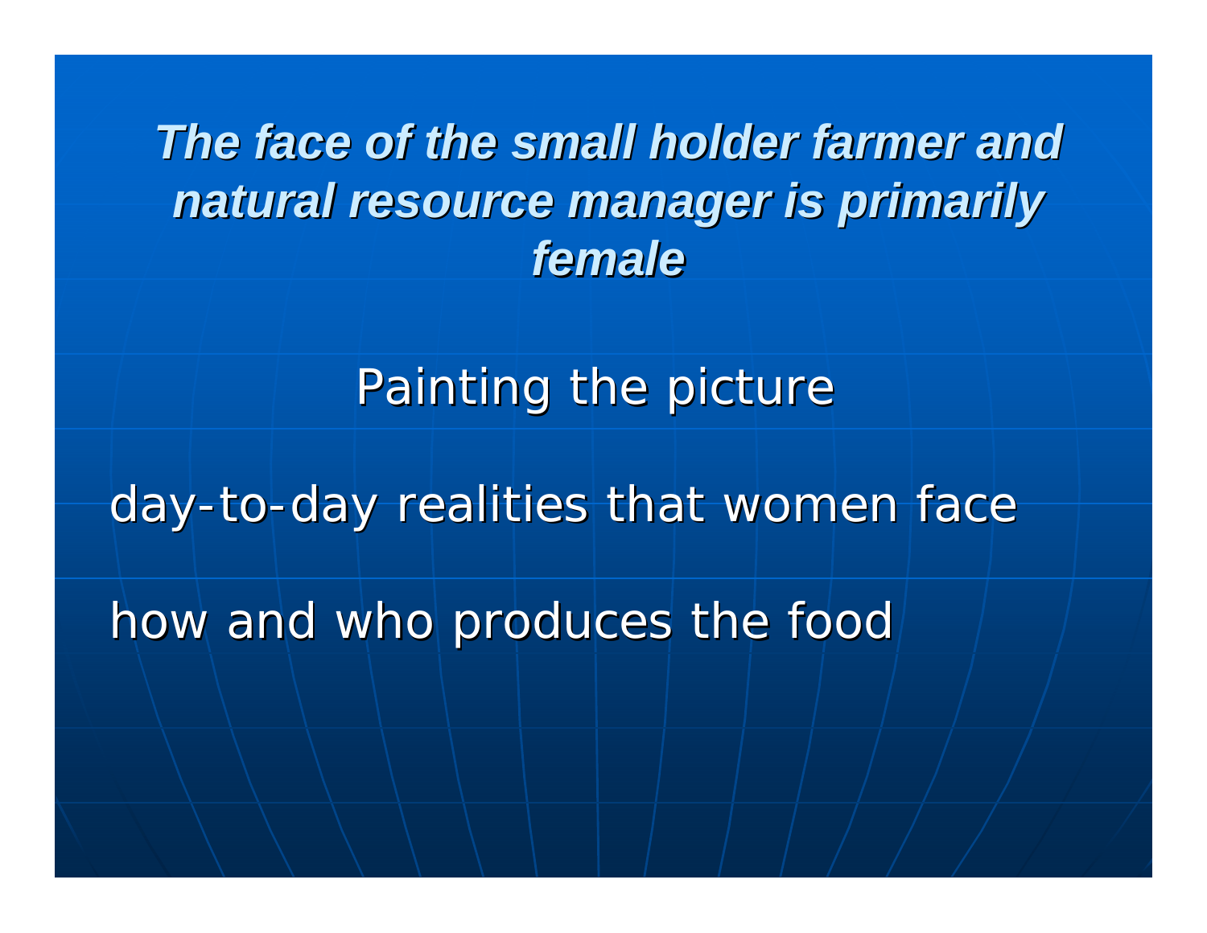# ***The face of the small holder farmer and natural resource manager is primarily female***

Painting the picture

day-to-day realities that women face

how and who produces the food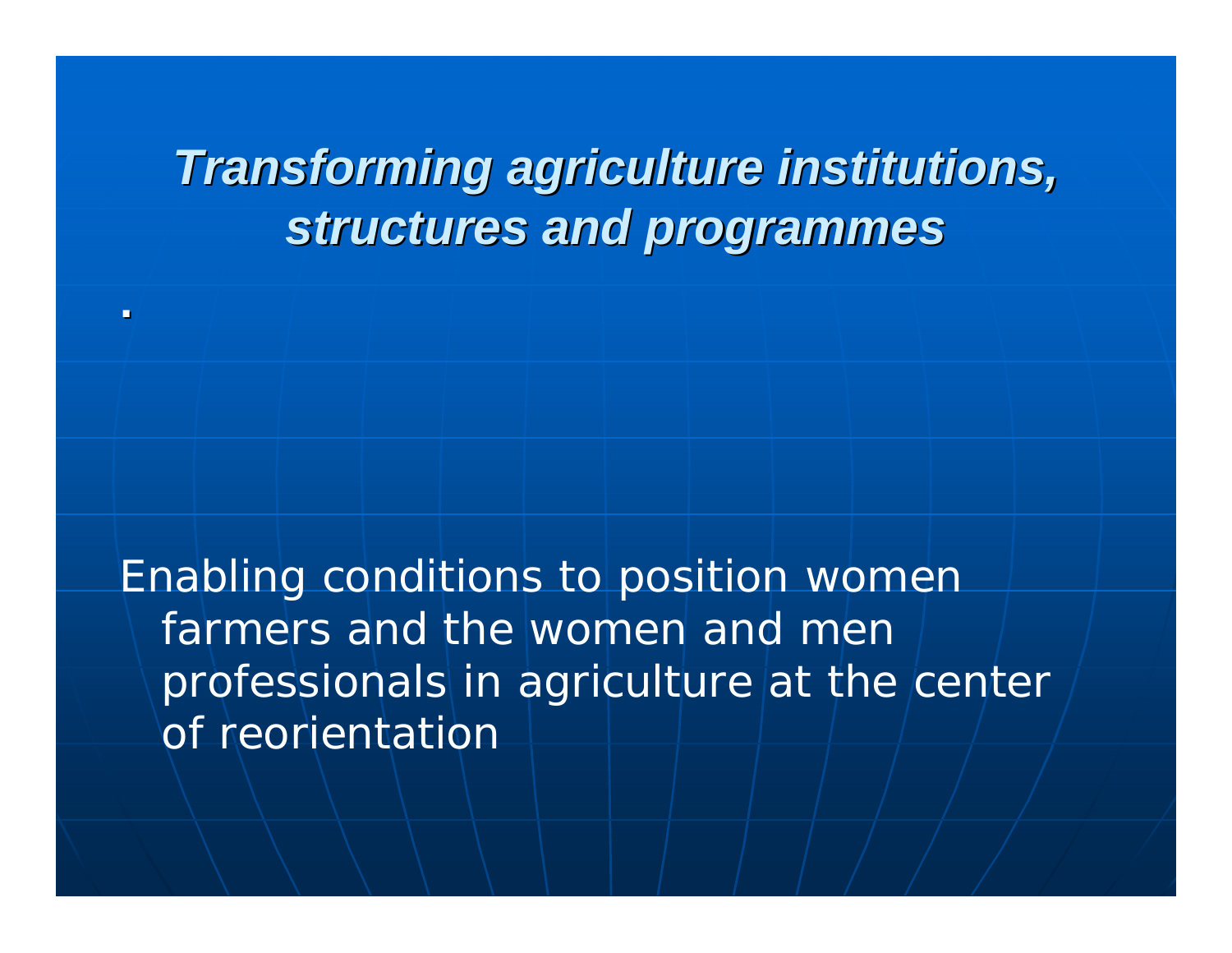# *Transforming agriculture institutions, structures and programmes*

.

Enabling conditions to position women farmers and the women and men professionals in agriculture at the center of reorientation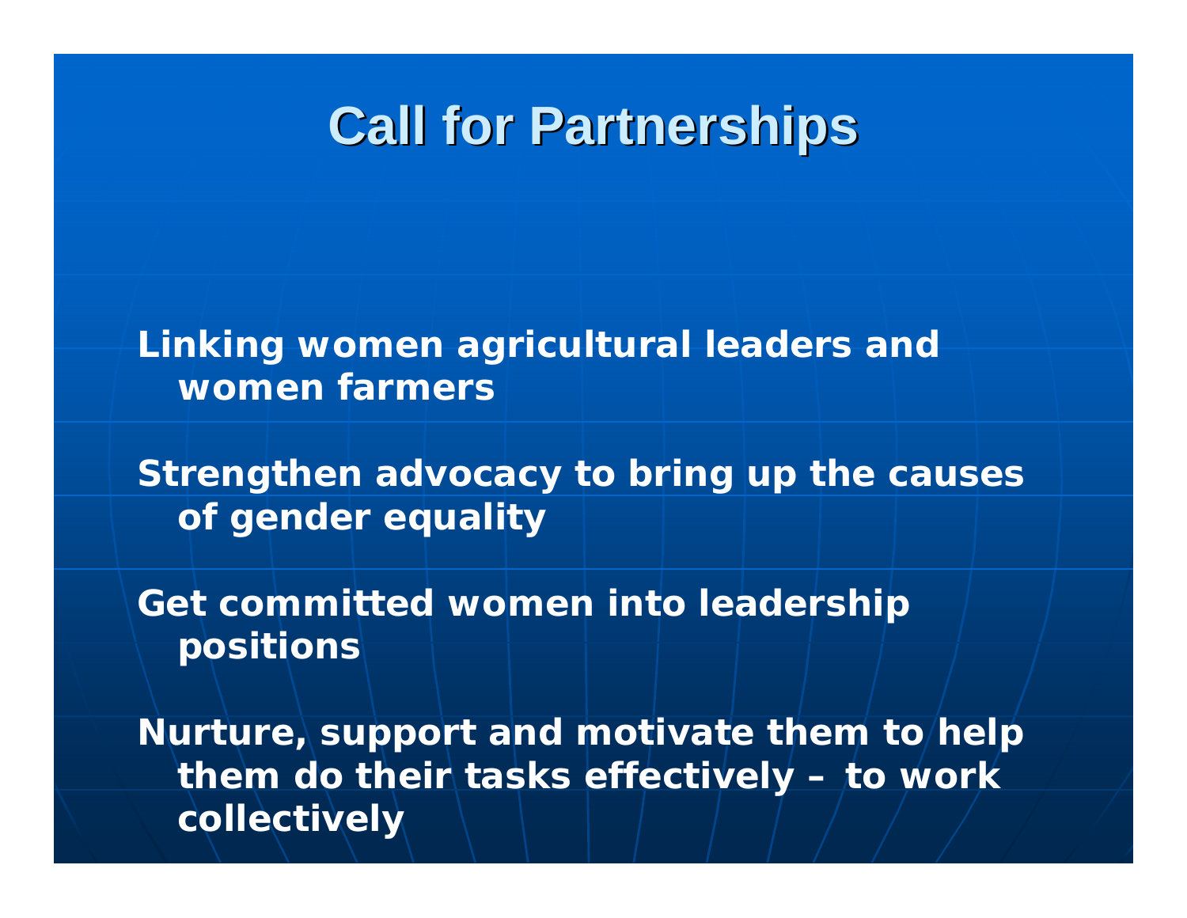# Call for Partnerships

**Linking women agricultural leaders and women farmers**

**Strengthen advocacy to bring up the causes of gender equality**

**Get committed women into leadership positions**

**Nurture, support and motivate them to help them do their tasks effectively – to work collectively**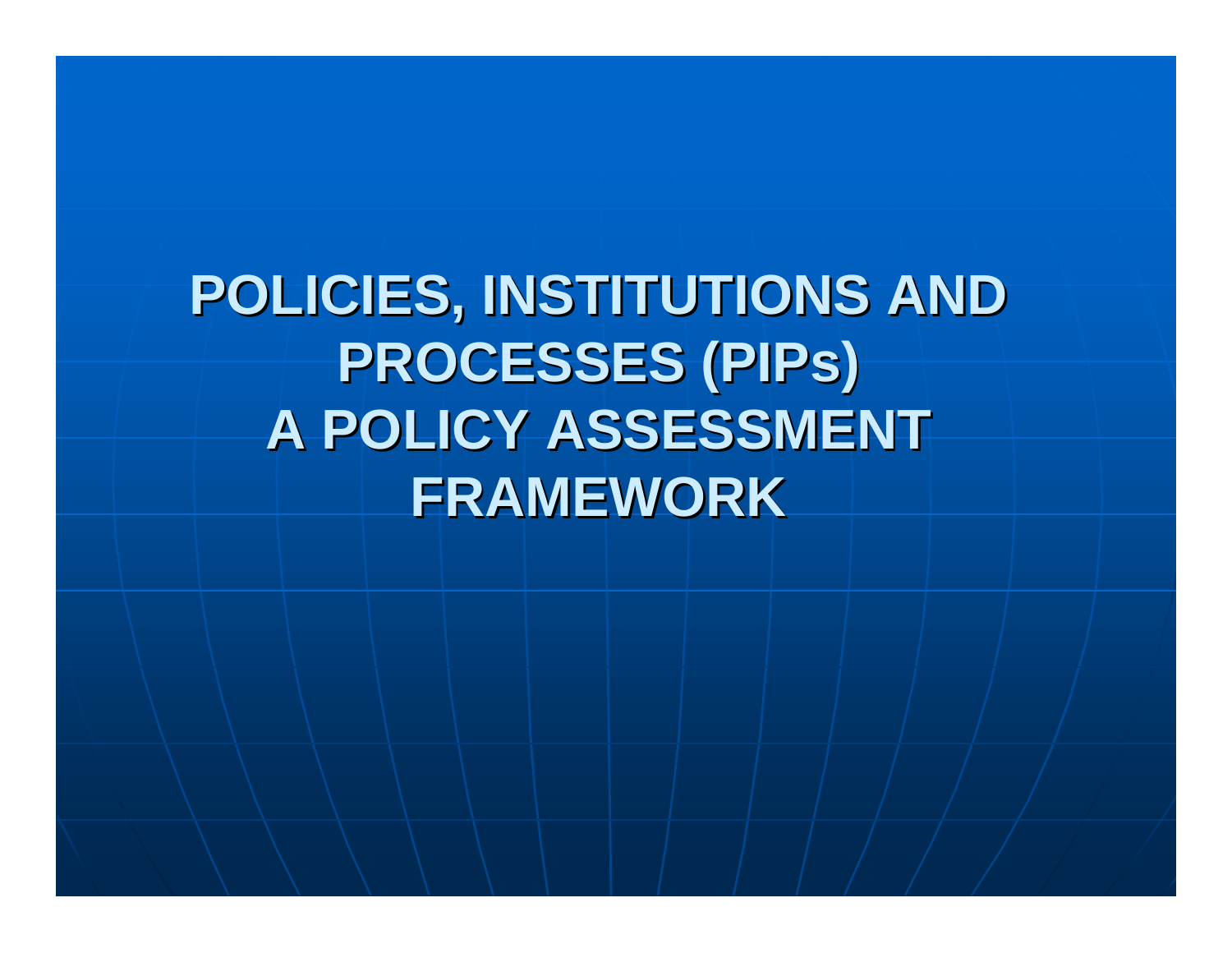# POLICIES, INSTITUTIONS AND PROCESSES (PIPs)
# A POLICY ASSESSMENT FRAMEWORK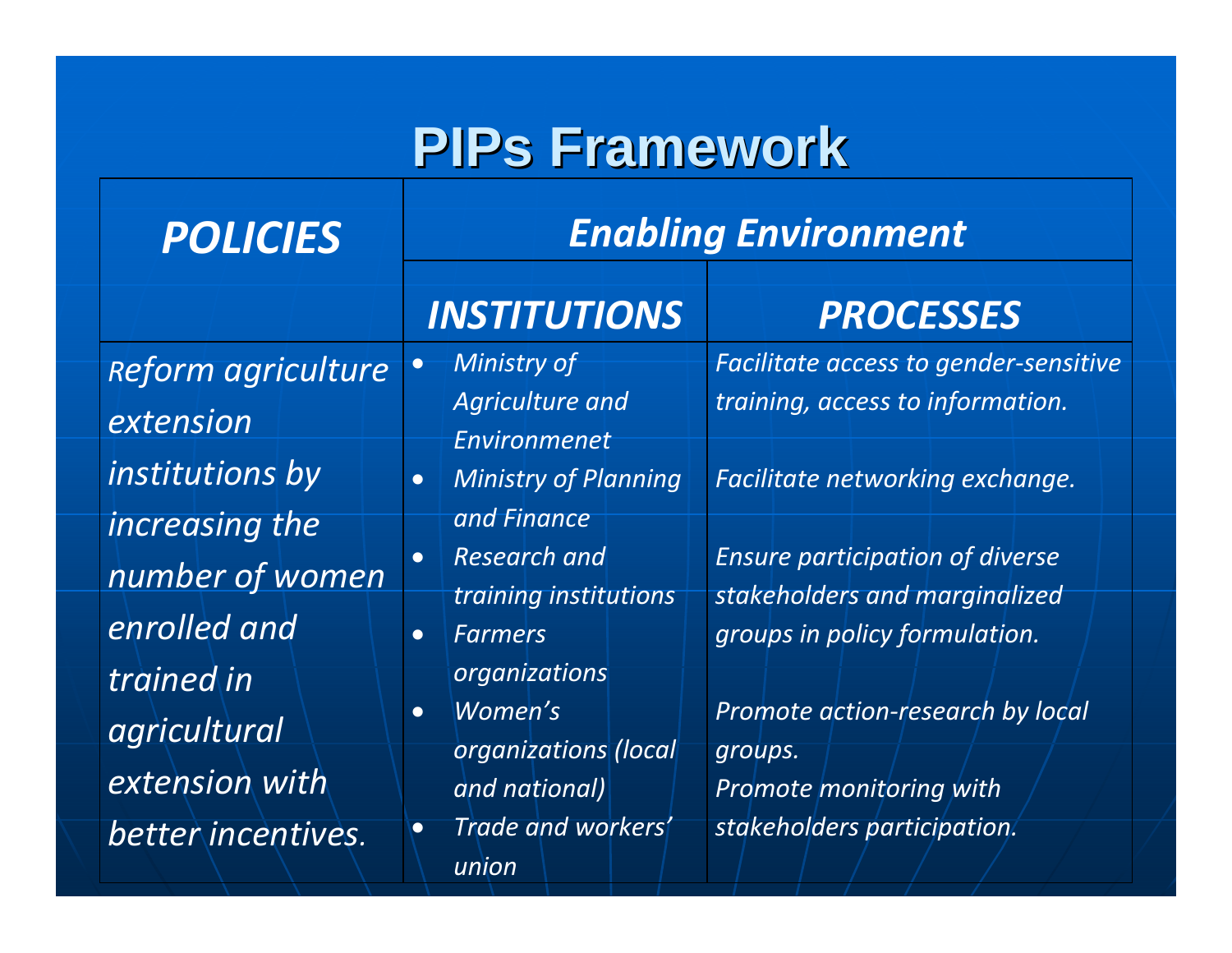# PIPs Framework

| *POLICIES* | *Enabling Environment* | |
|---|---|---|
| | *INSTITUTIONS* | *PROCESSES* |
| *Reform agriculture extension institutions by increasing the number of women enrolled and trained in agricultural extension with better incentives.* | • *Ministry of Agriculture and Environmenet*<br>• *Ministry of Planning and Finance*<br>• *Research and training institutions*<br>• *Farmers organizations*<br>• *Women's organizations (local and national)*<br>• *Trade and workers' union* | *Facilitate access to gender-sensitive training, access to information.*<br><br>*Facilitate networking exchange.*<br><br>*Ensure participation of diverse stakeholders and marginalized groups in policy formulation.*<br><br>*Promote action-research by local groups.*<br>*Promote monitoring with stakeholders participation.* |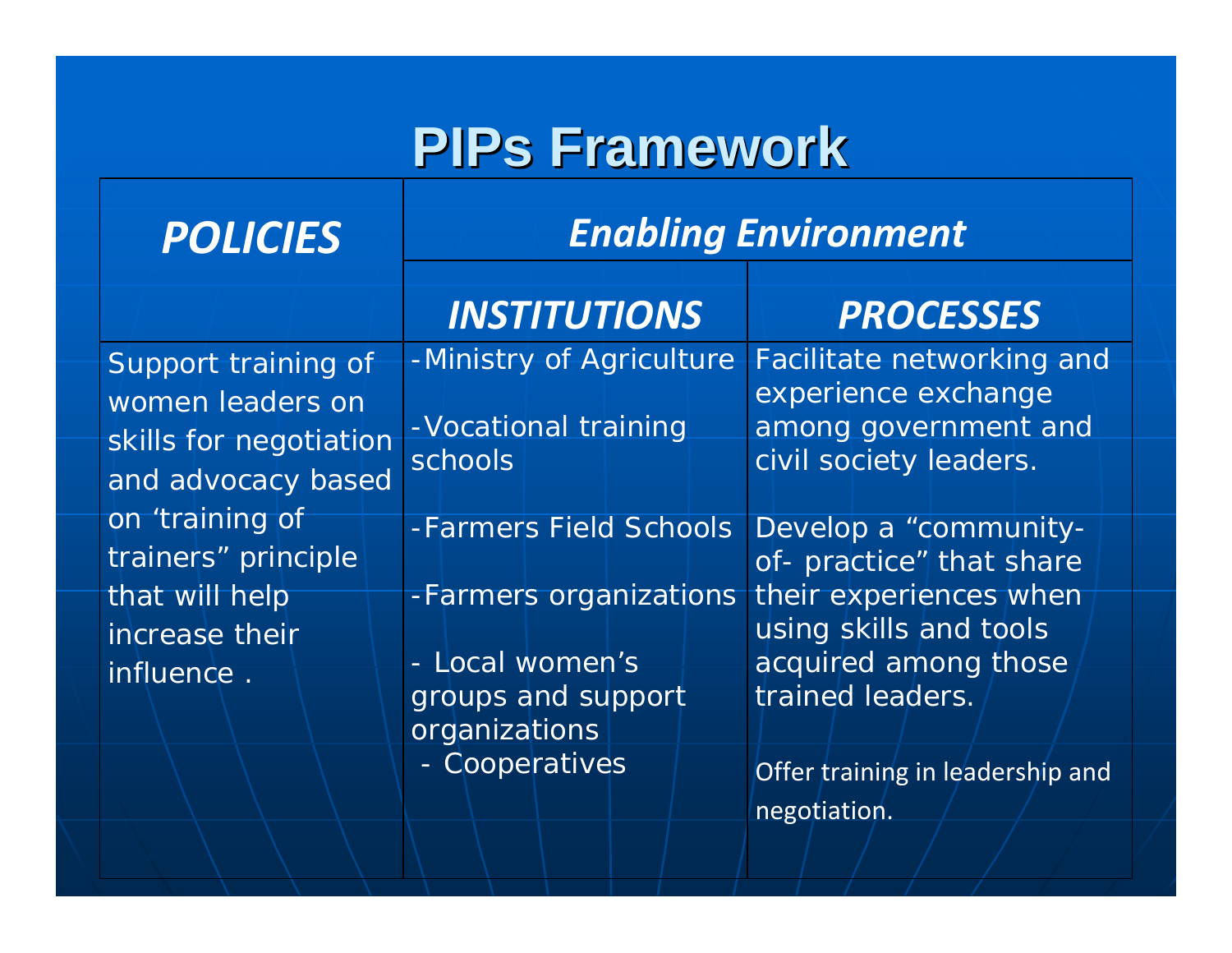# PIPs Framework

| *POLICIES* | *Enabling Environment* | |
|---|---|---|
| | *INSTITUTIONS* | *PROCESSES* |
| Support training of women leaders on skills for negotiation and advocacy based on 'training of trainers" principle that will help increase their influence . | -Ministry of Agriculture<br><br>-Vocational training schools<br><br>-Farmers Field Schools<br><br>-Farmers organizations<br><br>- Local women's groups and support organizations<br>- Cooperatives | Facilitate networking and experience exchange among government and civil society leaders.<br><br>Develop a "community-of- practice" that share their experiences when using skills and tools acquired among those trained leaders.<br><br>Offer training in leadership and negotiation. |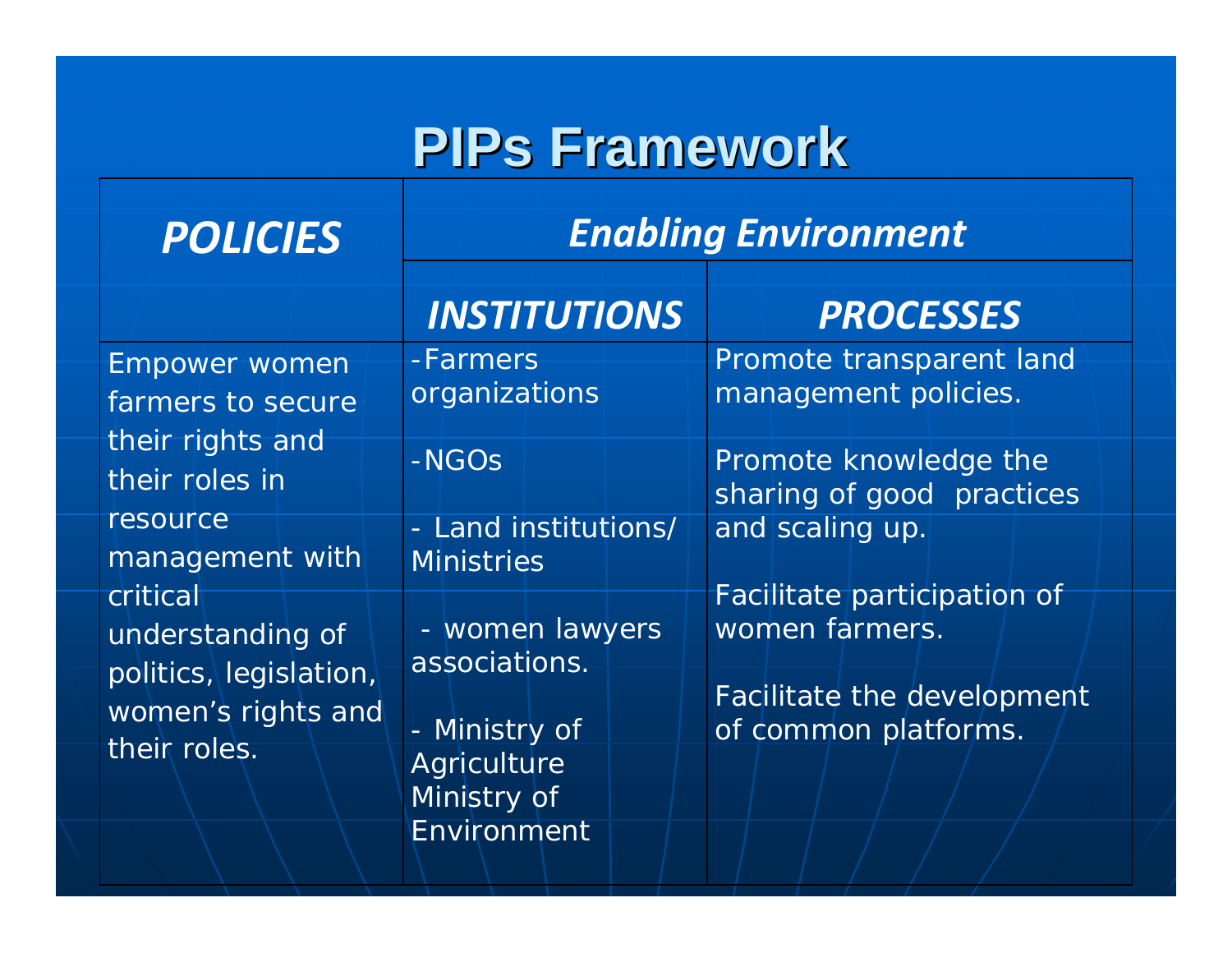# PIPs Framework

| *POLICIES* | *Enabling Environment* | |
|---|---|---|
| | *INSTITUTIONS* | *PROCESSES* |
| Empower women farmers to secure their rights and their roles in resource management with critical understanding of politics, legislation, women's rights and their roles. | -Farmers organizations<br><br>-NGOs<br><br>- Land institutions/ Ministries<br><br>- women lawyers associations.<br><br>- Ministry of Agriculture Ministry of Environment | Promote transparent land management policies.<br><br>Promote knowledge the sharing of good practices and scaling up.<br><br>Facilitate participation of women farmers.<br><br>Facilitate the development of common platforms. |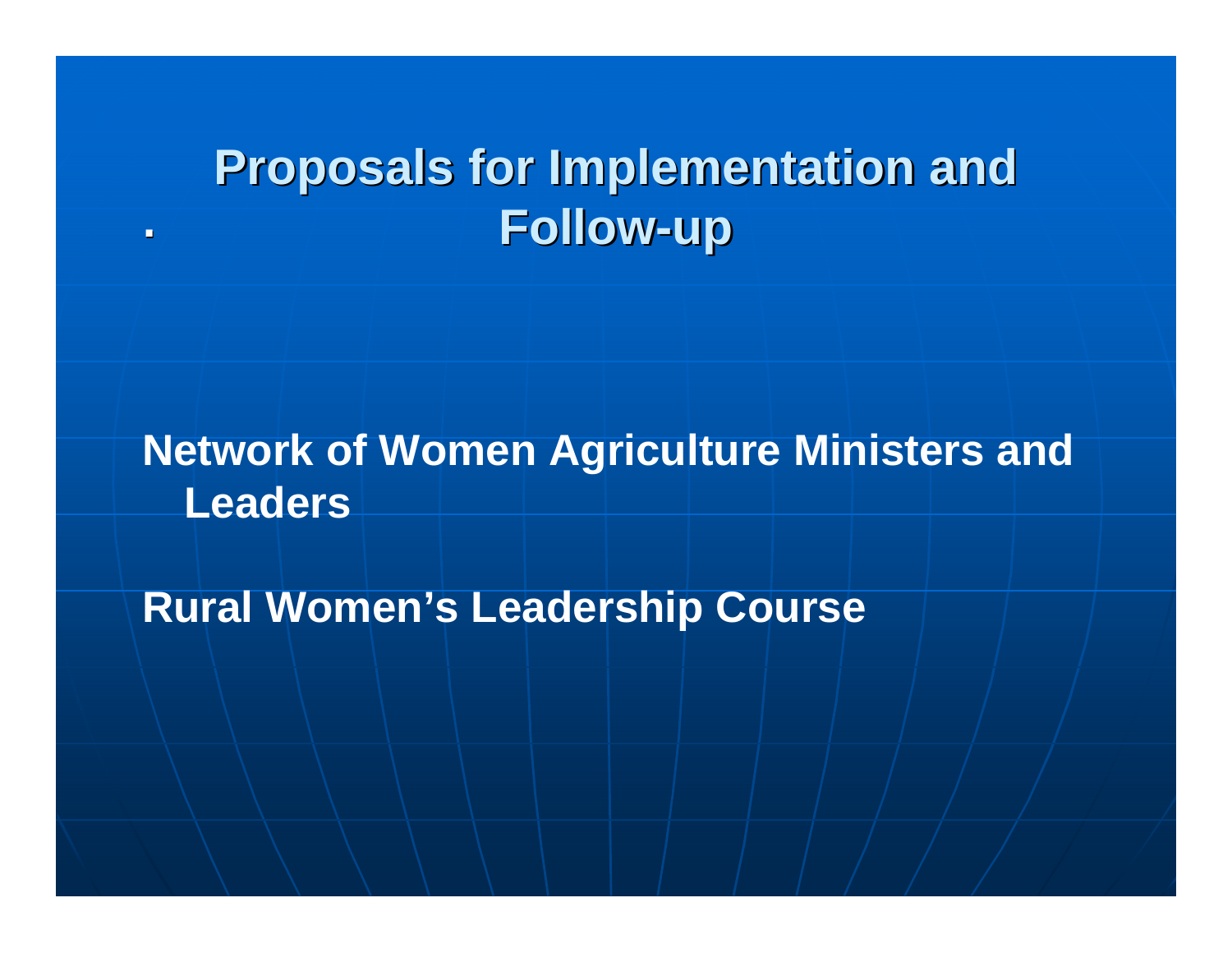# Proposals for Implementation and Follow-up

**Network of Women Agriculture Ministers and Leaders**

**Rural Women's Leadership Course**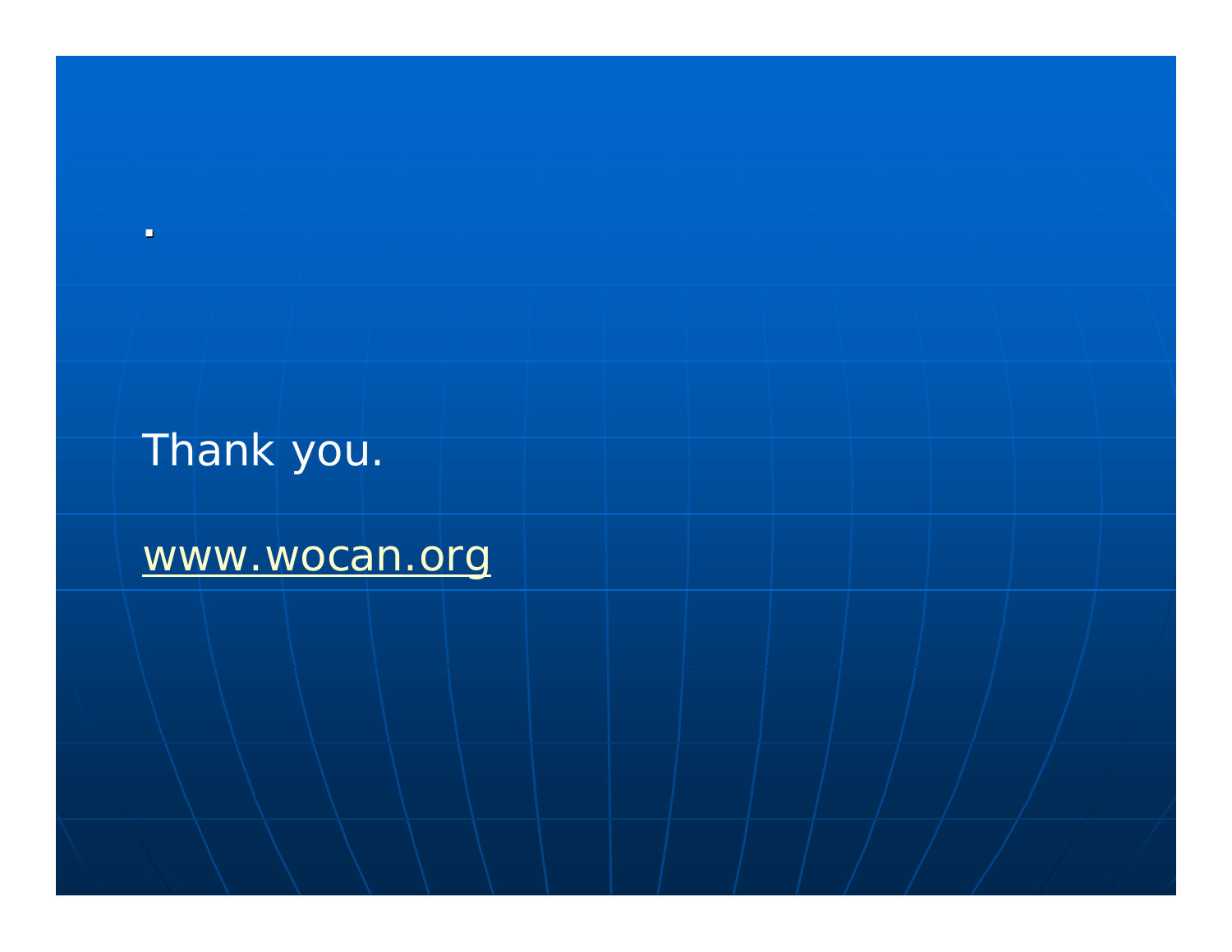Thank you.

www.wocan.org